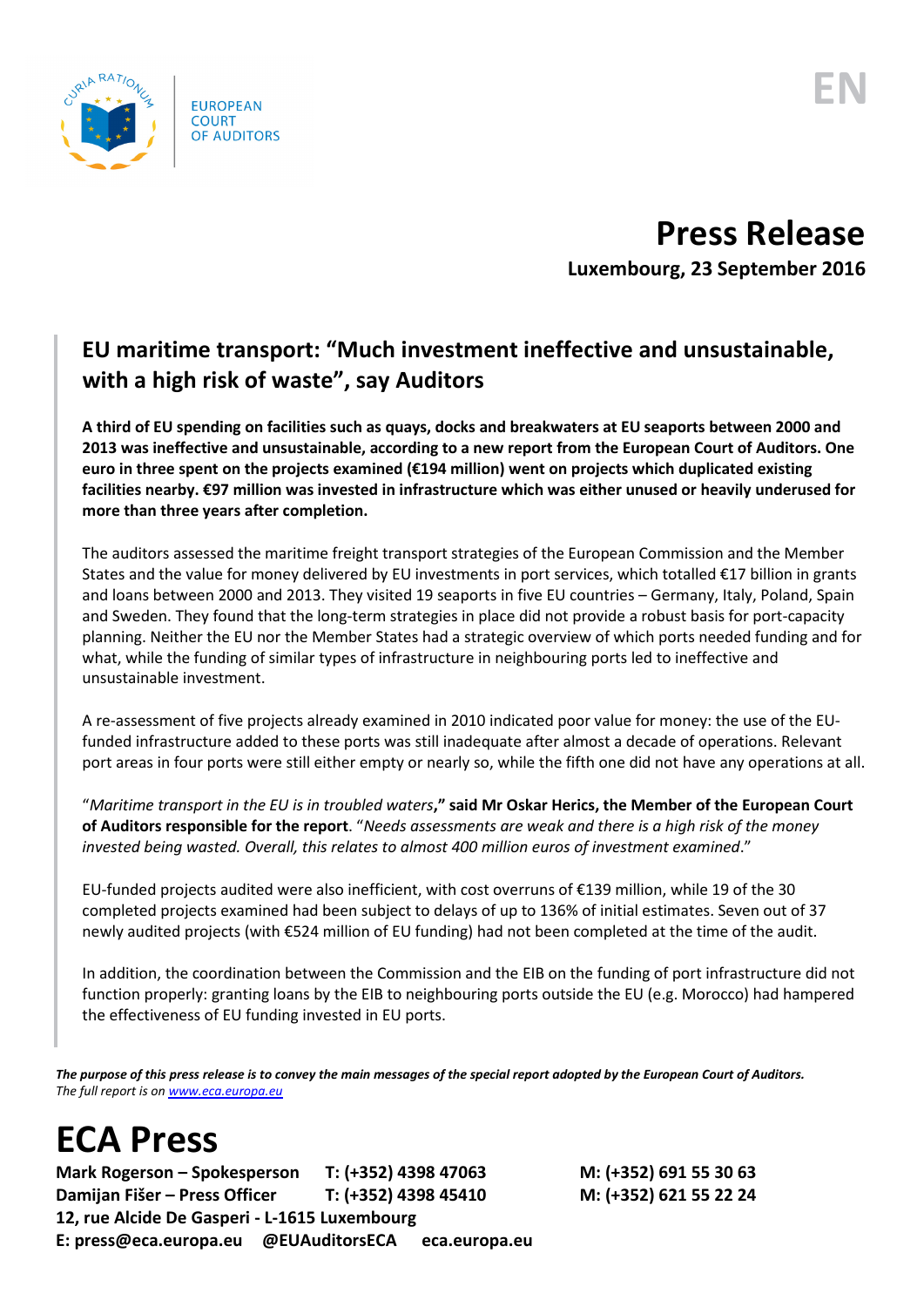EUROPEAN COURT OF AUDITORS

EN

# Press Release

**Luxembourg, 23 September 2016**

## EU maritime transport: "Much investment ineffective and unsustainable, with a high risk of waste", say Auditors

**A third of EU spending on facilities such as quays, docks and breakwaters at EU seaports between 2000 and 2013 was ineffective and unsustainable, according to a new report from the European Court of Auditors. One euro in three spent on the projects examined (€194 million) went on projects which duplicated existing facilities nearby. €97 million was invested in infrastructure which was either unused or heavily underused for more than three years after completion.**

The auditors assessed the maritime freight transport strategies of the European Commission and the Member States and the value for money delivered by EU investments in port services, which totalled €17 billion in grants and loans between 2000 and 2013. They visited 19 seaports in five EU countries – Germany, Italy, Poland, Spain and Sweden. They found that the long-term strategies in place did not provide a robust basis for port-capacity planning. Neither the EU nor the Member States had a strategic overview of which ports needed funding and for what, while the funding of similar types of infrastructure in neighbouring ports led to ineffective and unsustainable investment.

A re-assessment of five projects already examined in 2010 indicated poor value for money: the use of the EU-funded infrastructure added to these ports was still inadequate after almost a decade of operations. Relevant port areas in four ports were still either empty or nearly so, while the fifth one did not have any operations at all.

"*Maritime transport in the EU is in troubled waters*," **said Mr Oskar Herics, the Member of the European Court of Auditors responsible for the report**. "*Needs assessments are weak and there is a high risk of the money invested being wasted. Overall, this relates to almost 400 million euros of investment examined*."

EU-funded projects audited were also inefficient, with cost overruns of €139 million, while 19 of the 30 completed projects examined had been subject to delays of up to 136% of initial estimates. Seven out of 37 newly audited projects (with €524 million of EU funding) had not been completed at the time of the audit.

In addition, the coordination between the Commission and the EIB on the funding of port infrastructure did not function properly: granting loans by the EIB to neighbouring ports outside the EU (e.g. Morocco) had hampered the effectiveness of EU funding invested in EU ports.

***The purpose of this press release is to convey the main messages of the special report adopted by the European Court of Auditors.***
*The full report is on [www.eca.europa.eu](http://www.eca.europa.eu)*

# ECA Press

**Mark Rogerson – Spokesperson T: (+352) 4398 47063 M: (+352) 691 55 30 63**
**Damijan Fišer – Press Officer T: (+352) 4398 45410 M: (+352) 621 55 22 24**
**12, rue Alcide De Gasperi - L-1615 Luxembourg**
**E: press@eca.europa.eu @EUAuditorsECA eca.europa.eu**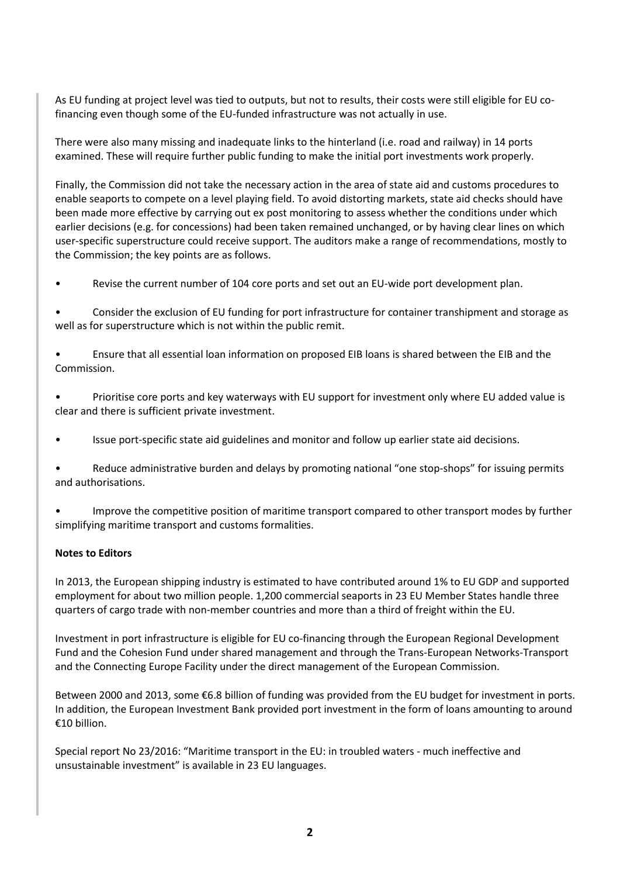As EU funding at project level was tied to outputs, but not to results, their costs were still eligible for EU co-financing even though some of the EU-funded infrastructure was not actually in use.

There were also many missing and inadequate links to the hinterland (i.e. road and railway) in 14 ports examined. These will require further public funding to make the initial port investments work properly.

Finally, the Commission did not take the necessary action in the area of state aid and customs procedures to enable seaports to compete on a level playing field. To avoid distorting markets, state aid checks should have been made more effective by carrying out ex post monitoring to assess whether the conditions under which earlier decisions (e.g. for concessions) had been taken remained unchanged, or by having clear lines on which user-specific superstructure could receive support. The auditors make a range of recommendations, mostly to the Commission; the key points are as follows.

- Revise the current number of 104 core ports and set out an EU-wide port development plan.
- Consider the exclusion of EU funding for port infrastructure for container transhipment and storage as well as for superstructure which is not within the public remit.
- Ensure that all essential loan information on proposed EIB loans is shared between the EIB and the Commission.
- Prioritise core ports and key waterways with EU support for investment only where EU added value is clear and there is sufficient private investment.
- Issue port-specific state aid guidelines and monitor and follow up earlier state aid decisions.
- Reduce administrative burden and delays by promoting national "one stop-shops" for issuing permits and authorisations.
- Improve the competitive position of maritime transport compared to other transport modes by further simplifying maritime transport and customs formalities.

**Notes to Editors**

In 2013, the European shipping industry is estimated to have contributed around 1% to EU GDP and supported employment for about two million people. 1,200 commercial seaports in 23 EU Member States handle three quarters of cargo trade with non-member countries and more than a third of freight within the EU.

Investment in port infrastructure is eligible for EU co-financing through the European Regional Development Fund and the Cohesion Fund under shared management and through the Trans-European Networks-Transport and the Connecting Europe Facility under the direct management of the European Commission.

Between 2000 and 2013, some €6.8 billion of funding was provided from the EU budget for investment in ports. In addition, the European Investment Bank provided port investment in the form of loans amounting to around €10 billion.

Special report No 23/2016: "Maritime transport in the EU: in troubled waters - much ineffective and unsustainable investment" is available in 23 EU languages.